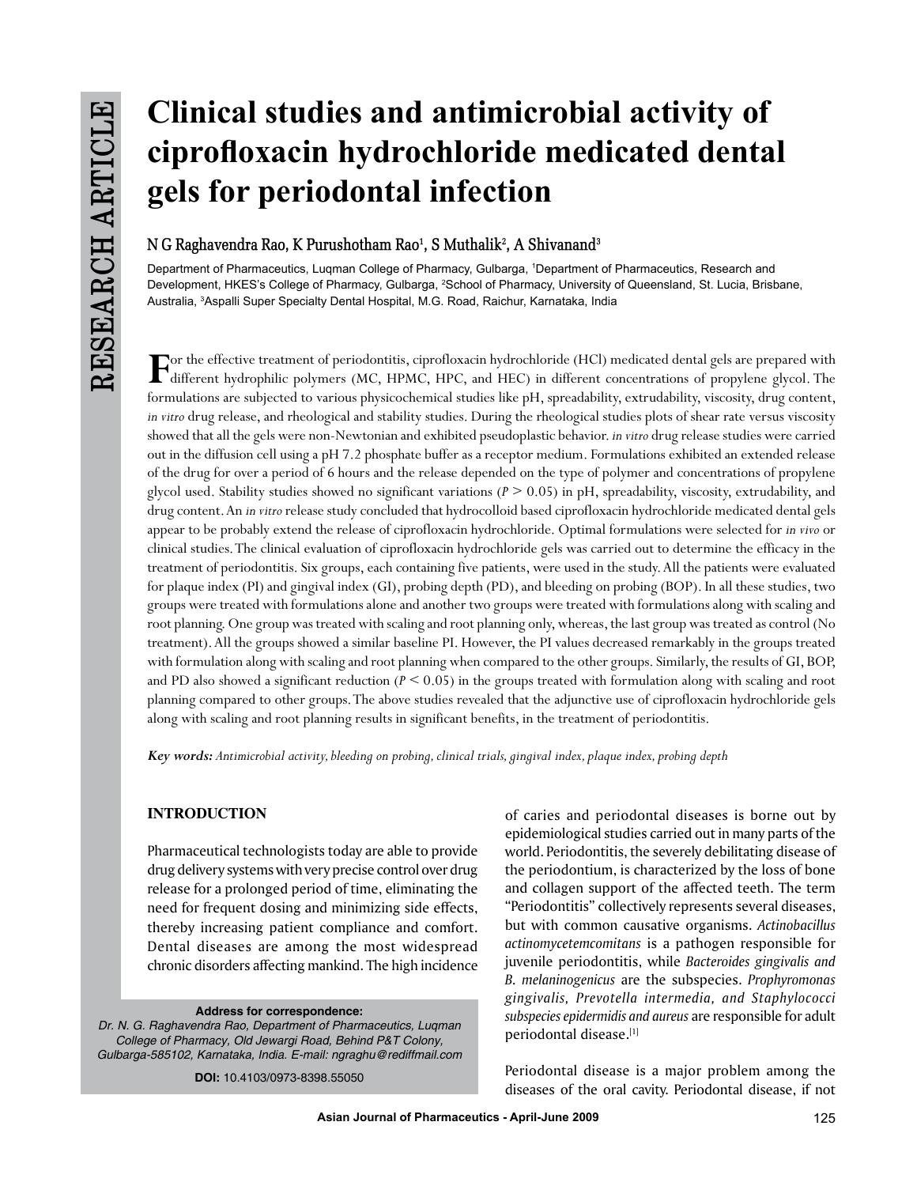RESEARCH ARTICLE

# Clinical studies and antimicrobial activity of ciprofloxacin hydrochloride medicated dental gels for periodontal infection

**N G Raghavendra Rao, K Purushotham Rao[1], S Muthalik[2], A Shivanand[3]**

Department of Pharmaceutics, Luqman College of Pharmacy, Gulbarga, [1]Department of Pharmaceutics, Research and Development, HKES's College of Pharmacy, Gulbarga, [2]School of Pharmacy, University of Queensland, St. Lucia, Brisbane, Australia, [3]Aspalli Super Specialty Dental Hospital, M.G. Road, Raichur, Karnataka, India

For the effective treatment of periodontitis, ciprofloxacin hydrochloride (HCl) medicated dental gels are prepared with different hydrophilic polymers (MC, HPMC, HPC, and HEC) in different concentrations of propylene glycol. The formulations are subjected to various physicochemical studies like pH, spreadability, extrudability, viscosity, drug content, *in vitro* drug release, and rheological and stability studies. During the rheological studies plots of shear rate versus viscosity showed that all the gels were non-Newtonian and exhibited pseudoplastic behavior. *in vitro* drug release studies were carried out in the diffusion cell using a pH 7.2 phosphate buffer as a receptor medium. Formulations exhibited an extended release of the drug for over a period of 6 hours and the release depended on the type of polymer and concentrations of propylene glycol used. Stability studies showed no significant variations ($P > 0.05$) in pH, spreadability, viscosity, extrudability, and drug content. An *in vitro* release study concluded that hydrocolloid based ciprofloxacin hydrochloride medicated dental gels appear to be probably extend the release of ciprofloxacin hydrochloride. Optimal formulations were selected for *in vivo* or clinical studies. The clinical evaluation of ciprofloxacin hydrochloride gels was carried out to determine the efficacy in the treatment of periodontitis. Six groups, each containing five patients, were used in the study. All the patients were evaluated for plaque index (PI) and gingival index (GI), probing depth (PD), and bleeding on probing (BOP). In all these studies, two groups were treated with formulations alone and another two groups were treated with formulations along with scaling and root planning. One group was treated with scaling and root planning only, whereas, the last group was treated as control (No treatment). All the groups showed a similar baseline PI. However, the PI values decreased remarkably in the groups treated with formulation along with scaling and root planning when compared to the other groups. Similarly, the results of GI, BOP, and PD also showed a significant reduction ($P < 0.05$) in the groups treated with formulation along with scaling and root planning compared to other groups. The above studies revealed that the adjunctive use of ciprofloxacin hydrochloride gels along with scaling and root planning results in significant benefits, in the treatment of periodontitis.

***Key words:*** *Antimicrobial activity, bleeding on probing, clinical trials, gingival index, plaque index, probing depth*

## INTRODUCTION

Pharmaceutical technologists today are able to provide drug delivery systems with very precise control over drug release for a prolonged period of time, eliminating the need for frequent dosing and minimizing side effects, thereby increasing patient compliance and comfort. Dental diseases are among the most widespread chronic disorders affecting mankind. The high incidence of caries and periodontal diseases is borne out by epidemiological studies carried out in many parts of the world. Periodontitis, the severely debilitating disease of the periodontium, is characterized by the loss of bone and collagen support of the affected teeth. The term "Periodontitis" collectively represents several diseases, but with common causative organisms. *Actinobacillus actinomycetemcomitans* is a pathogen responsible for juvenile periodontitis, while *Bacteroides gingivalis and B. melaninogenicus* are the subspecies. *Prophyromonas gingivalis, Prevotella intermedia, and Staphylococci subspecies epidermidis and aureus* are responsible for adult periodontal disease.[1]

Periodontal disease is a major problem among the diseases of the oral cavity. Periodontal disease, if not

**Address for correspondence:**
*Dr. N. G. Raghavendra Rao, Department of Pharmaceutics, Luqman College of Pharmacy, Old Jewargi Road, Behind P&T Colony, Gulbarga-585102, Karnataka, India. E-mail: ngraghu@rediffmail.com*

**DOI:** 10.4103/0973-8398.55050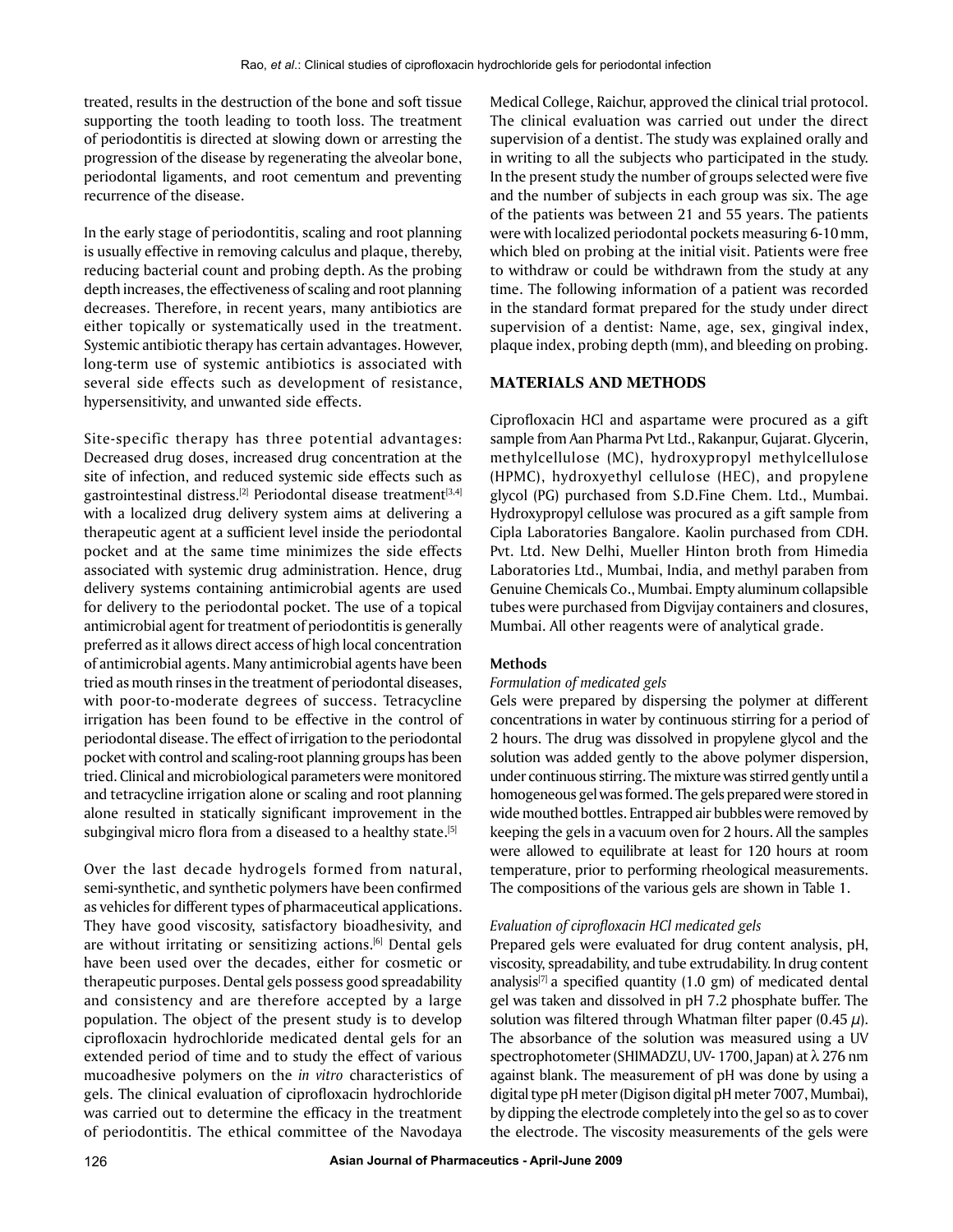treated, results in the destruction of the bone and soft tissue supporting the tooth leading to tooth loss. The treatment of periodontitis is directed at slowing down or arresting the progression of the disease by regenerating the alveolar bone, periodontal ligaments, and root cementum and preventing recurrence of the disease.

In the early stage of periodontitis, scaling and root planning is usually effective in removing calculus and plaque, thereby, reducing bacterial count and probing depth. As the probing depth increases, the effectiveness of scaling and root planning decreases. Therefore, in recent years, many antibiotics are either topically or systematically used in the treatment. Systemic antibiotic therapy has certain advantages. However, long-term use of systemic antibiotics is associated with several side effects such as development of resistance, hypersensitivity, and unwanted side effects.

Site-specific therapy has three potential advantages: Decreased drug doses, increased drug concentration at the site of infection, and reduced systemic side effects such as gastrointestinal distress.[2] Periodontal disease treatment[3,4] with a localized drug delivery system aims at delivering a therapeutic agent at a sufficient level inside the periodontal pocket and at the same time minimizes the side effects associated with systemic drug administration. Hence, drug delivery systems containing antimicrobial agents are used for delivery to the periodontal pocket. The use of a topical antimicrobial agent for treatment of periodontitis is generally preferred as it allows direct access of high local concentration of antimicrobial agents. Many antimicrobial agents have been tried as mouth rinses in the treatment of periodontal diseases, with poor-to-moderate degrees of success. Tetracycline irrigation has been found to be effective in the control of periodontal disease. The effect of irrigation to the periodontal pocket with control and scaling-root planning groups has been tried. Clinical and microbiological parameters were monitored and tetracycline irrigation alone or scaling and root planning alone resulted in statically significant improvement in the subgingival micro flora from a diseased to a healthy state.[5]

Over the last decade hydrogels formed from natural, semi-synthetic, and synthetic polymers have been confirmed as vehicles for different types of pharmaceutical applications. They have good viscosity, satisfactory bioadhesivity, and are without irritating or sensitizing actions.[6] Dental gels have been used over the decades, either for cosmetic or therapeutic purposes. Dental gels possess good spreadability and consistency and are therefore accepted by a large population. The object of the present study is to develop ciprofloxacin hydrochloride medicated dental gels for an extended period of time and to study the effect of various mucoadhesive polymers on the *in vitro* characteristics of gels. The clinical evaluation of ciprofloxacin hydrochloride was carried out to determine the efficacy in the treatment of periodontitis. The ethical committee of the Navodaya Medical College, Raichur, approved the clinical trial protocol. The clinical evaluation was carried out under the direct supervision of a dentist. The study was explained orally and in writing to all the subjects who participated in the study. In the present study the number of groups selected were five and the number of subjects in each group was six. The age of the patients was between 21 and 55 years. The patients were with localized periodontal pockets measuring 6-10 mm, which bled on probing at the initial visit. Patients were free to withdraw or could be withdrawn from the study at any time. The following information of a patient was recorded in the standard format prepared for the study under direct supervision of a dentist: Name, age, sex, gingival index, plaque index, probing depth (mm), and bleeding on probing.

## MATERIALS AND METHODS

Ciprofloxacin HCl and aspartame were procured as a gift sample from Aan Pharma Pvt Ltd., Rakanpur, Gujarat. Glycerin, methylcellulose (MC), hydroxypropyl methylcellulose (HPMC), hydroxyethyl cellulose (HEC), and propylene glycol (PG) purchased from S.D.Fine Chem. Ltd., Mumbai. Hydroxypropyl cellulose was procured as a gift sample from Cipla Laboratories Bangalore. Kaolin purchased from CDH. Pvt. Ltd. New Delhi, Mueller Hinton broth from Himedia Laboratories Ltd., Mumbai, India, and methyl paraben from Genuine Chemicals Co., Mumbai. Empty aluminum collapsible tubes were purchased from Digvijay containers and closures, Mumbai. All other reagents were of analytical grade.

### Methods

*Formulation of medicated gels*

Gels were prepared by dispersing the polymer at different concentrations in water by continuous stirring for a period of 2 hours. The drug was dissolved in propylene glycol and the solution was added gently to the above polymer dispersion, under continuous stirring. The mixture was stirred gently until a homogeneous gel was formed. The gels prepared were stored in wide mouthed bottles. Entrapped air bubbles were removed by keeping the gels in a vacuum oven for 2 hours. All the samples were allowed to equilibrate at least for 120 hours at room temperature, prior to performing rheological measurements. The compositions of the various gels are shown in Table 1.

*Evaluation of ciprofloxacin HCl medicated gels*

Prepared gels were evaluated for drug content analysis, pH, viscosity, spreadability, and tube extrudability. In drug content analysis[7] a specified quantity (1.0 gm) of medicated dental gel was taken and dissolved in pH 7.2 phosphate buffer. The solution was filtered through Whatman filter paper (0.45 $\mu$). The absorbance of the solution was measured using a UV spectrophotometer (SHIMADZU, UV- 1700, Japan) at $\lambda$ 276 nm against blank. The measurement of pH was done by using a digital type pH meter (Digison digital pH meter 7007, Mumbai), by dipping the electrode completely into the gel so as to cover the electrode. The viscosity measurements of the gels were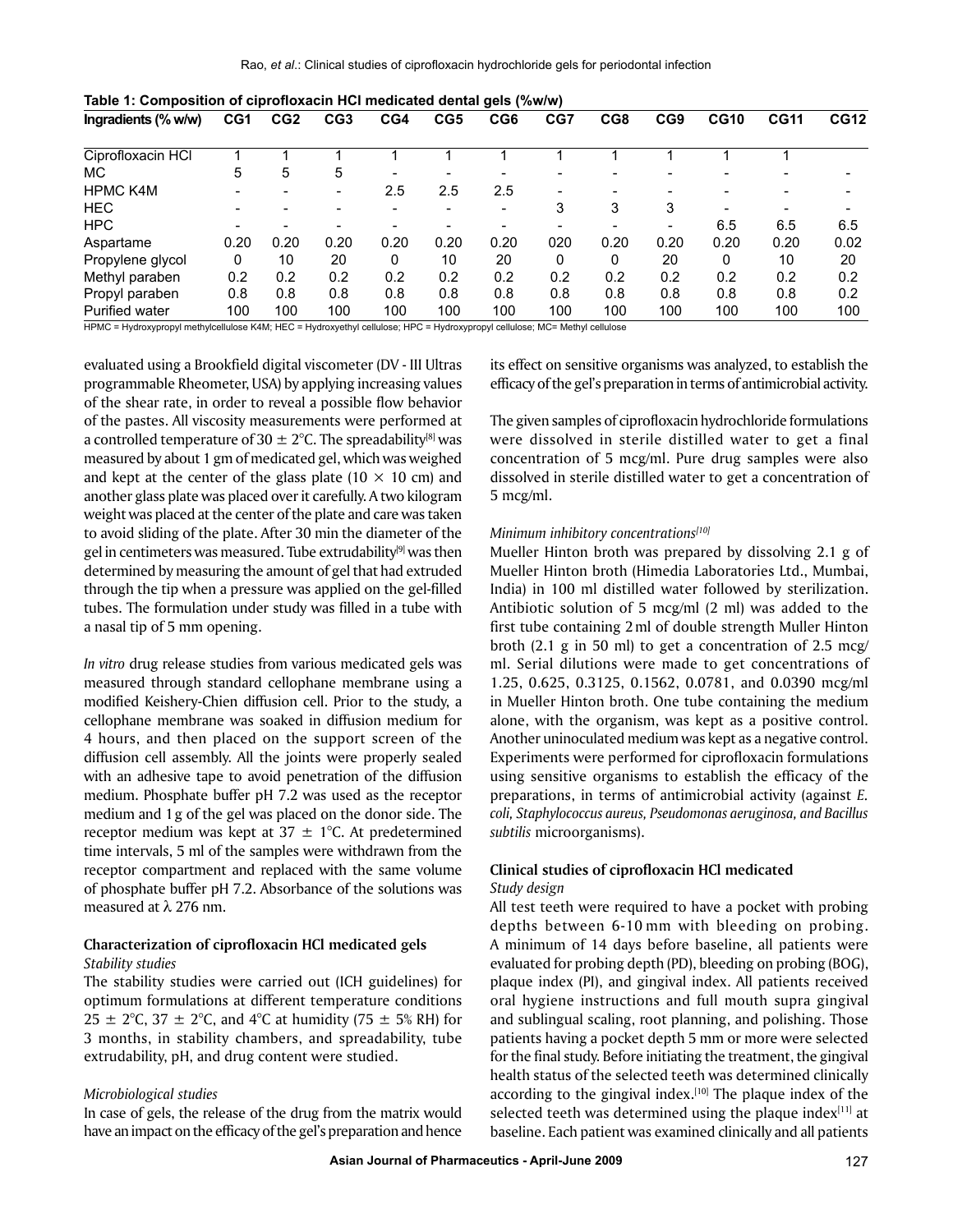**Table 1: Composition of ciprofloxacin HCl medicated dental gels (%w/w)**

| Ingradients (% w/w) | CG1 | CG2 | CG3 | CG4 | CG5 | CG6 | CG7 | CG8 | CG9 | CG10 | CG11 | CG12 |
|---|---|---|---|---|---|---|---|---|---|---|---|---|
| Ciprofloxacin HCl | 1 | 1 | 1 | 1 | 1 | 1 | 1 | 1 | 1 | 1 | 1 | |
| MC | 5 | 5 | 5 | - | - | - | - | - | - | - | - | - |
| HPMC K4M | - | - | - | 2.5 | 2.5 | 2.5 | - | - | - | - | - | - |
| HEC | - | - | - | - | - | - | 3 | 3 | 3 | - | - | - |
| HPC | - | - | - | - | - | - | - | - | - | 6.5 | 6.5 | 6.5 |
| Aspartame | 0.20 | 0.20 | 0.20 | 0.20 | 0.20 | 0.20 | 020 | 0.20 | 0.20 | 0.20 | 0.20 | 0.02 |
| Propylene glycol | 0 | 10 | 20 | 0 | 10 | 20 | 0 | 0 | 20 | 0 | 10 | 20 |
| Methyl paraben | 0.2 | 0.2 | 0.2 | 0.2 | 0.2 | 0.2 | 0.2 | 0.2 | 0.2 | 0.2 | 0.2 | 0.2 |
| Propyl paraben | 0.8 | 0.8 | 0.8 | 0.8 | 0.8 | 0.8 | 0.8 | 0.8 | 0.8 | 0.8 | 0.8 | 0.2 |
| Purified water | 100 | 100 | 100 | 100 | 100 | 100 | 100 | 100 | 100 | 100 | 100 | 100 |

HPMC = Hydroxypropyl methylcellulose K4M; HEC = Hydroxyethyl cellulose; HPC = Hydroxypropyl cellulose; MC= Methyl cellulose

evaluated using a Brookfield digital viscometer (DV - III Ultras programmable Rheometer, USA) by applying increasing values of the shear rate, in order to reveal a possible flow behavior of the pastes. All viscosity measurements were performed at a controlled temperature of 30 ± 2°C. The spreadability[8] was measured by about 1 gm of medicated gel, which was weighed and kept at the center of the glass plate (10 × 10 cm) and another glass plate was placed over it carefully. A two kilogram weight was placed at the center of the plate and care was taken to avoid sliding of the plate. After 30 min the diameter of the gel in centimeters was measured. Tube extrudability[9] was then determined by measuring the amount of gel that had extruded through the tip when a pressure was applied on the gel-filled tubes. The formulation under study was filled in a tube with a nasal tip of 5 mm opening.

*In vitro* drug release studies from various medicated gels was measured through standard cellophane membrane using a modified Keishery-Chien diffusion cell. Prior to the study, a cellophane membrane was soaked in diffusion medium for 4 hours, and then placed on the support screen of the diffusion cell assembly. All the joints were properly sealed with an adhesive tape to avoid penetration of the diffusion medium. Phosphate buffer pH 7.2 was used as the receptor medium and 1 g of the gel was placed on the donor side. The receptor medium was kept at 37 ± 1°C. At predetermined time intervals, 5 ml of the samples were withdrawn from the receptor compartment and replaced with the same volume of phosphate buffer pH 7.2. Absorbance of the solutions was measured at λ 276 nm.

## Characterization of ciprofloxacin HCl medicated gels

### *Stability studies*

The stability studies were carried out (ICH guidelines) for optimum formulations at different temperature conditions 25 ± 2°C, 37 ± 2°C, and 4°C at humidity (75 ± 5% RH) for 3 months, in stability chambers, and spreadability, tube extrudability, pH, and drug content were studied.

### *Microbiological studies*

In case of gels, the release of the drug from the matrix would have an impact on the efficacy of the gel's preparation and hence its effect on sensitive organisms was analyzed, to establish the efficacy of the gel's preparation in terms of antimicrobial activity.

The given samples of ciprofloxacin hydrochloride formulations were dissolved in sterile distilled water to get a final concentration of 5 mcg/ml. Pure drug samples were also dissolved in sterile distilled water to get a concentration of 5 mcg/ml.

### *Minimum inhibitory concentrations[10]*

Mueller Hinton broth was prepared by dissolving 2.1 g of Mueller Hinton broth (Himedia Laboratories Ltd., Mumbai, India) in 100 ml distilled water followed by sterilization. Antibiotic solution of 5 mcg/ml (2 ml) was added to the first tube containing 2 ml of double strength Muller Hinton broth (2.1 g in 50 ml) to get a concentration of 2.5 mcg/ml. Serial dilutions were made to get concentrations of 1.25, 0.625, 0.3125, 0.1562, 0.0781, and 0.0390 mcg/ml in Mueller Hinton broth. One tube containing the medium alone, with the organism, was kept as a positive control. Another uninoculated medium was kept as a negative control. Experiments were performed for ciprofloxacin formulations using sensitive organisms to establish the efficacy of the preparations, in terms of antimicrobial activity (against *E. coli, Staphylococcus aureus, Pseudomonas aeruginosa, and Bacillus subtilis* microorganisms).

## Clinical studies of ciprofloxacin HCl medicated

### *Study design*

All test teeth were required to have a pocket with probing depths between 6-10 mm with bleeding on probing. A minimum of 14 days before baseline, all patients were evaluated for probing depth (PD), bleeding on probing (BOG), plaque index (PI), and gingival index. All patients received oral hygiene instructions and full mouth supra gingival and sublingual scaling, root planning, and polishing. Those patients having a pocket depth 5 mm or more were selected for the final study. Before initiating the treatment, the gingival health status of the selected teeth was determined clinically according to the gingival index.[10] The plaque index of the selected teeth was determined using the plaque index[11] at baseline. Each patient was examined clinically and all patients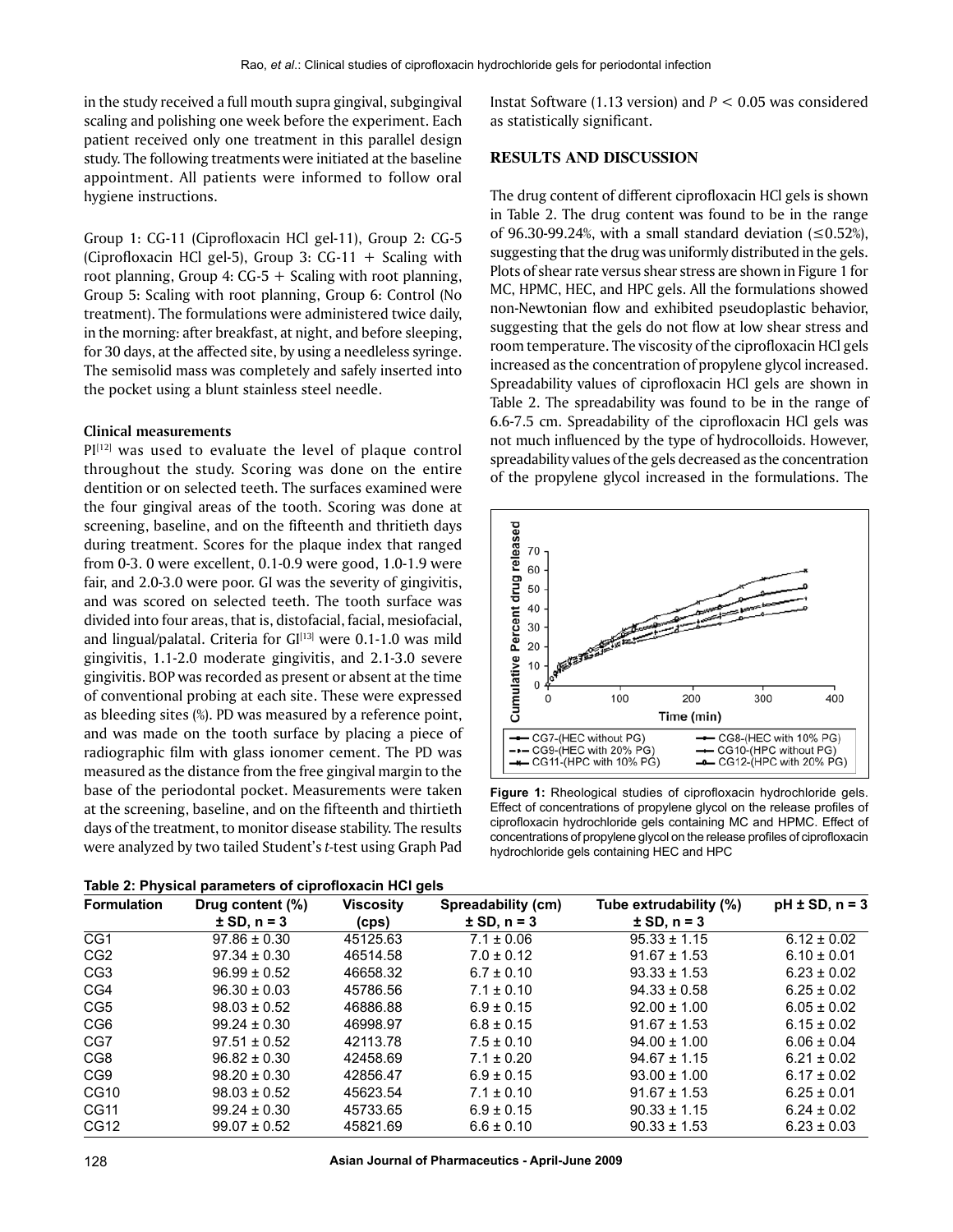in the study received a full mouth supra gingival, subgingival scaling and polishing one week before the experiment. Each patient received only one treatment in this parallel design study. The following treatments were initiated at the baseline appointment. All patients were informed to follow oral hygiene instructions.

Group 1: CG-11 (Ciprofloxacin HCl gel-11), Group 2: CG-5 (Ciprofloxacin HCl gel-5), Group 3: CG-11 + Scaling with root planning, Group 4: CG-5 + Scaling with root planning, Group 5: Scaling with root planning, Group 6: Control (No treatment). The formulations were administered twice daily, in the morning: after breakfast, at night, and before sleeping, for 30 days, at the affected site, by using a needleless syringe. The semisolid mass was completely and safely inserted into the pocket using a blunt stainless steel needle.

### Clinical measurements

PI[12] was used to evaluate the level of plaque control throughout the study. Scoring was done on the entire dentition or on selected teeth. The surfaces examined were the four gingival areas of the tooth. Scoring was done at screening, baseline, and on the fifteenth and thritieth days during treatment. Scores for the plaque index that ranged from 0-3. 0 were excellent, 0.1-0.9 were good, 1.0-1.9 were fair, and 2.0-3.0 were poor. GI was the severity of gingivitis, and was scored on selected teeth. The tooth surface was divided into four areas, that is, distofacial, facial, mesiofacial, and lingual/palatal. Criteria for GI[13] were 0.1-1.0 was mild gingivitis, 1.1-2.0 moderate gingivitis, and 2.1-3.0 severe gingivitis. BOP was recorded as present or absent at the time of conventional probing at each site. These were expressed as bleeding sites (%). PD was measured by a reference point, and was made on the tooth surface by placing a piece of radiographic film with glass ionomer cement. The PD was measured as the distance from the free gingival margin to the base of the periodontal pocket. Measurements were taken at the screening, baseline, and on the fifteenth and thirtieth days of the treatment, to monitor disease stability. The results were analyzed by two tailed Student's *t*-test using Graph Pad Instat Software (1.13 version) and $P < 0.05$ was considered as statistically significant.

## RESULTS AND DISCUSSION

The drug content of different ciprofloxacin HCl gels is shown in Table 2. The drug content was found to be in the range of 96.30-99.24%, with a small standard deviation (≤0.52%), suggesting that the drug was uniformly distributed in the gels. Plots of shear rate versus shear stress are shown in Figure 1 for MC, HPMC, HEC, and HPC gels. All the formulations showed non-Newtonian flow and exhibited pseudoplastic behavior, suggesting that the gels do not flow at low shear stress and room temperature. The viscosity of the ciprofloxacin HCl gels increased as the concentration of propylene glycol increased. Spreadability values of ciprofloxacin HCl gels are shown in Table 2. The spreadability was found to be in the range of 6.6-7.5 cm. Spreadability of the ciprofloxacin HCl gels was not much influenced by the type of hydrocolloids. However, spreadability values of the gels decreased as the concentration of the propylene glycol increased in the formulations. The

**Figure 1:** Rheological studies of ciprofloxacin hydrochloride gels. Effect of concentrations of propylene glycol on the release profiles of ciprofloxacin hydrochloride gels containing MC and HPMC. Effect of concentrations of propylene glycol on the release profiles of ciprofloxacin hydrochloride gels containing HEC and HPC

**Table 2: Physical parameters of ciprofloxacin HCl gels**

| Formulation | Drug content (%) ± SD, n = 3 | Viscosity (cps) | Spreadability (cm) ± SD, n = 3 | Tube extrudability (%) ± SD, n = 3 | pH ± SD, n = 3 |
|---|---|---|---|---|---|
| CG1 | 97.86 ± 0.30 | 45125.63 | 7.1 ± 0.06 | 95.33 ± 1.15 | 6.12 ± 0.02 |
| CG2 | 97.34 ± 0.30 | 46514.58 | 7.0 ± 0.12 | 91.67 ± 1.53 | 6.10 ± 0.01 |
| CG3 | 96.99 ± 0.52 | 46658.32 | 6.7 ± 0.10 | 93.33 ± 1.53 | 6.23 ± 0.02 |
| CG4 | 96.30 ± 0.03 | 45786.56 | 7.1 ± 0.10 | 94.33 ± 0.58 | 6.25 ± 0.02 |
| CG5 | 98.03 ± 0.52 | 46886.88 | 6.9 ± 0.15 | 92.00 ± 1.00 | 6.05 ± 0.02 |
| CG6 | 99.24 ± 0.30 | 46998.97 | 6.8 ± 0.15 | 91.67 ± 1.53 | 6.15 ± 0.02 |
| CG7 | 97.51 ± 0.52 | 42113.78 | 7.5 ± 0.10 | 94.00 ± 1.00 | 6.06 ± 0.04 |
| CG8 | 96.82 ± 0.30 | 42458.69 | 7.1 ± 0.20 | 94.67 ± 1.15 | 6.21 ± 0.02 |
| CG9 | 98.20 ± 0.30 | 42856.47 | 6.9 ± 0.15 | 93.00 ± 1.00 | 6.17 ± 0.02 |
| CG10 | 98.03 ± 0.52 | 45623.54 | 7.1 ± 0.10 | 91.67 ± 1.53 | 6.25 ± 0.01 |
| CG11 | 99.24 ± 0.30 | 45733.65 | 6.9 ± 0.15 | 90.33 ± 1.15 | 6.24 ± 0.02 |
| CG12 | 99.07 ± 0.52 | 45821.69 | 6.6 ± 0.10 | 90.33 ± 1.53 | 6.23 ± 0.03 |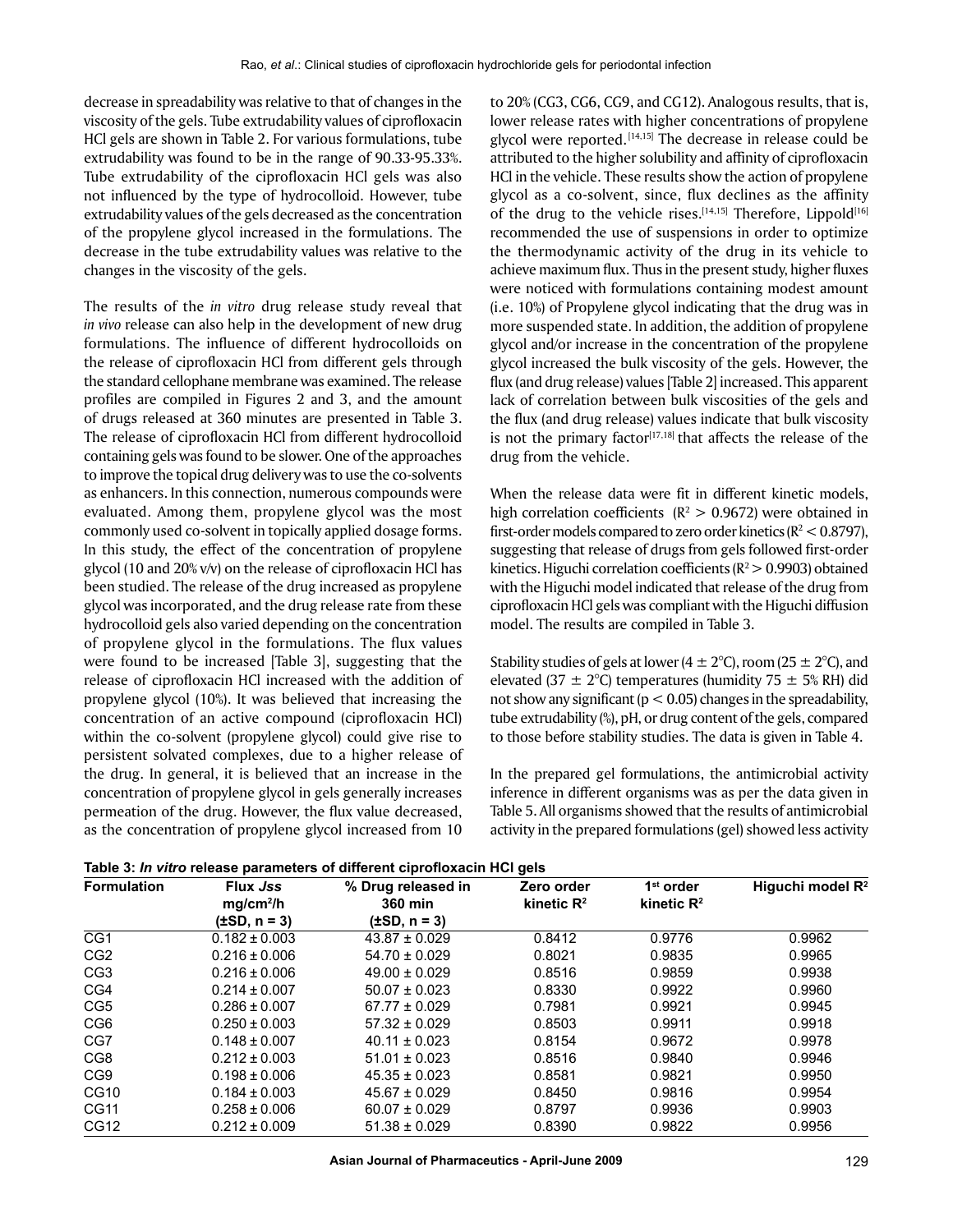decrease in spreadability was relative to that of changes in the viscosity of the gels. Tube extrudability values of ciprofloxacin HCl gels are shown in Table 2. For various formulations, tube extrudability was found to be in the range of 90.33-95.33%. Tube extrudability of the ciprofloxacin HCl gels was also not influenced by the type of hydrocolloid. However, tube extrudability values of the gels decreased as the concentration of the propylene glycol increased in the formulations. The decrease in the tube extrudability values was relative to the changes in the viscosity of the gels.

The results of the *in vitro* drug release study reveal that *in vivo* release can also help in the development of new drug formulations. The influence of different hydrocolloids on the release of ciprofloxacin HCl from different gels through the standard cellophane membrane was examined. The release profiles are compiled in Figures 2 and 3, and the amount of drugs released at 360 minutes are presented in Table 3. The release of ciprofloxacin HCl from different hydrocolloid containing gels was found to be slower. One of the approaches to improve the topical drug delivery was to use the co-solvents as enhancers. In this connection, numerous compounds were evaluated. Among them, propylene glycol was the most commonly used co-solvent in topically applied dosage forms. In this study, the effect of the concentration of propylene glycol (10 and 20% v/v) on the release of ciprofloxacin HCl has been studied. The release of the drug increased as propylene glycol was incorporated, and the drug release rate from these hydrocolloid gels also varied depending on the concentration of propylene glycol in the formulations. The flux values were found to be increased [Table 3], suggesting that the release of ciprofloxacin HCl increased with the addition of propylene glycol (10%). It was believed that increasing the concentration of an active compound (ciprofloxacin HCl) within the co-solvent (propylene glycol) could give rise to persistent solvated complexes, due to a higher release of the drug. In general, it is believed that an increase in the concentration of propylene glycol in gels generally increases permeation of the drug. However, the flux value decreased, as the concentration of propylene glycol increased from 10 to 20% (CG3, CG6, CG9, and CG12). Analogous results, that is, lower release rates with higher concentrations of propylene glycol were reported.[14,15] The decrease in release could be attributed to the higher solubility and affinity of ciprofloxacin HCl in the vehicle. These results show the action of propylene glycol as a co-solvent, since, flux declines as the affinity of the drug to the vehicle rises.[14,15] Therefore, Lippold[16] recommended the use of suspensions in order to optimize the thermodynamic activity of the drug in its vehicle to achieve maximum flux. Thus in the present study, higher fluxes were noticed with formulations containing modest amount (i.e. 10%) of Propylene glycol indicating that the drug was in more suspended state. In addition, the addition of propylene glycol and/or increase in the concentration of the propylene glycol increased the bulk viscosity of the gels. However, the flux (and drug release) values [Table 2] increased. This apparent lack of correlation between bulk viscosities of the gels and the flux (and drug release) values indicate that bulk viscosity is not the primary factor[17,18] that affects the release of the drug from the vehicle.

When the release data were fit in different kinetic models, high correlation coefficients ($R^2 > 0.9672$) were obtained in first-order models compared to zero order kinetics ($R^2 < 0.8797$), suggesting that release of drugs from gels followed first-order kinetics. Higuchi correlation coefficients ($R^2 > 0.9903$) obtained with the Higuchi model indicated that release of the drug from ciprofloxacin HCl gels was compliant with the Higuchi diffusion model. The results are compiled in Table 3.

Stability studies of gels at lower (4 ± 2°C), room (25 ± 2°C), and elevated (37 ± 2°C) temperatures (humidity 75 ± 5% RH) did not show any significant ($p < 0.05$) changes in the spreadability, tube extrudability (%), pH, or drug content of the gels, compared to those before stability studies. The data is given in Table 4.

In the prepared gel formulations, the antimicrobial activity inference in different organisms was as per the data given in Table 5. All organisms showed that the results of antimicrobial activity in the prepared formulations (gel) showed less activity

**Table 3: *In vitro* release parameters of different ciprofloxacin HCl gels**

| Formulation | Flux *Jss* mg/cm²/h (±SD, n = 3) | % Drug released in 360 min (±SD, n = 3) | Zero order kinetic $R^2$ | 1st order kinetic $R^2$ | Higuchi model $R^2$ |
|---|---|---|---|---|---|
| CG1 | 0.182 ± 0.003 | 43.87 ± 0.029 | 0.8412 | 0.9776 | 0.9962 |
| CG2 | 0.216 ± 0.006 | 54.70 ± 0.029 | 0.8021 | 0.9835 | 0.9965 |
| CG3 | 0.216 ± 0.006 | 49.00 ± 0.029 | 0.8516 | 0.9859 | 0.9938 |
| CG4 | 0.214 ± 0.007 | 50.07 ± 0.023 | 0.8330 | 0.9922 | 0.9960 |
| CG5 | 0.286 ± 0.007 | 67.77 ± 0.029 | 0.7981 | 0.9921 | 0.9945 |
| CG6 | 0.250 ± 0.003 | 57.32 ± 0.029 | 0.8503 | 0.9911 | 0.9918 |
| CG7 | 0.148 ± 0.007 | 40.11 ± 0.023 | 0.8154 | 0.9672 | 0.9978 |
| CG8 | 0.212 ± 0.003 | 51.01 ± 0.023 | 0.8516 | 0.9840 | 0.9946 |
| CG9 | 0.198 ± 0.006 | 45.35 ± 0.023 | 0.8581 | 0.9821 | 0.9950 |
| CG10 | 0.184 ± 0.003 | 45.67 ± 0.029 | 0.8450 | 0.9816 | 0.9954 |
| CG11 | 0.258 ± 0.006 | 60.07 ± 0.029 | 0.8797 | 0.9936 | 0.9903 |
| CG12 | 0.212 ± 0.009 | 51.38 ± 0.029 | 0.8390 | 0.9822 | 0.9956 |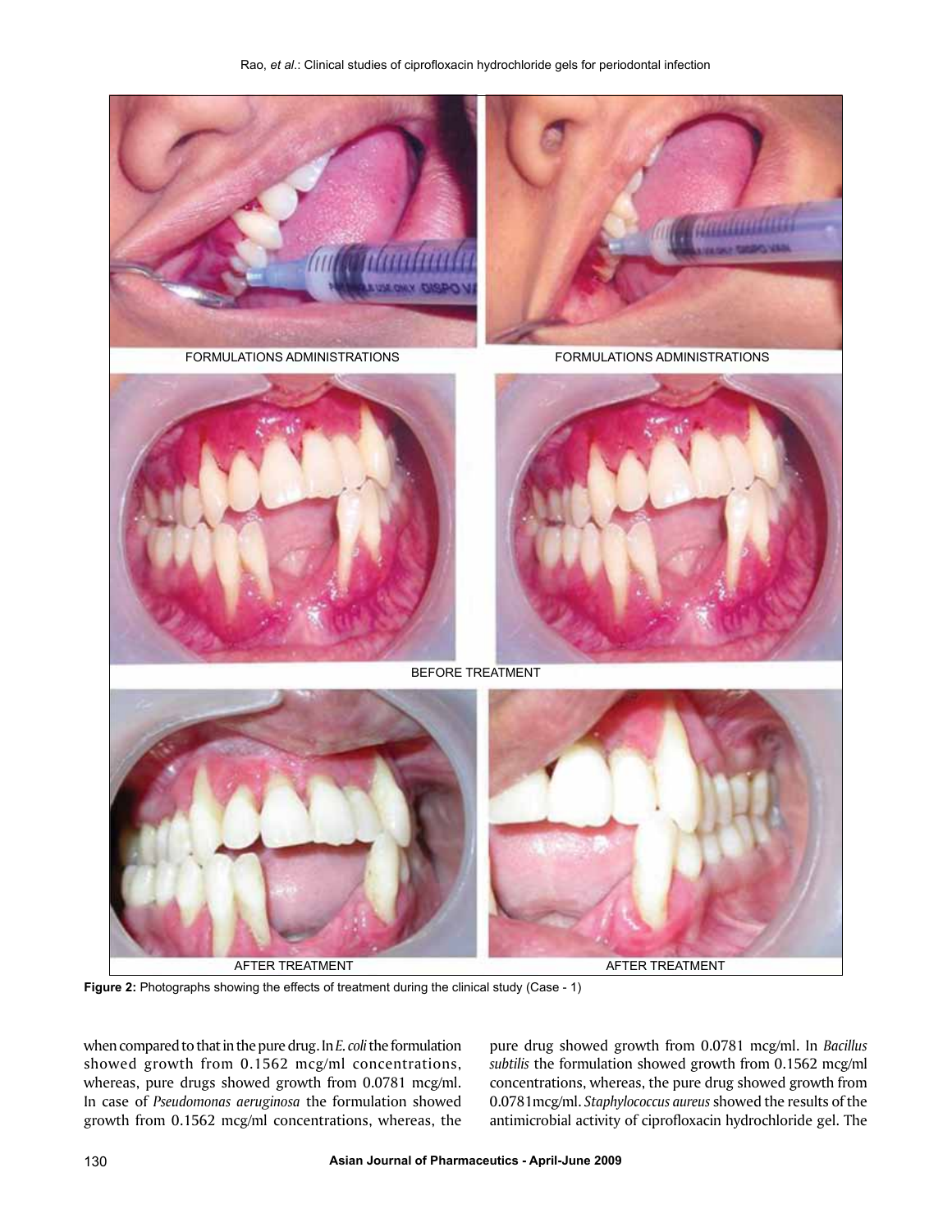FORMULATIONS ADMINISTRATIONS

FORMULATIONS ADMINISTRATIONS

BEFORE TREATMENT

AFTER TREATMENT

AFTER TREATMENT

**Figure 2:** Photographs showing the effects of treatment during the clinical study (Case - 1)

when compared to that in the pure drug. In *E. coli* the formulation showed growth from 0.1562 mcg/ml concentrations, whereas, pure drugs showed growth from 0.0781 mcg/ml. In case of *Pseudomonas aeruginosa* the formulation showed growth from 0.1562 mcg/ml concentrations, whereas, the pure drug showed growth from 0.0781 mcg/ml. In *Bacillus subtilis* the formulation showed growth from 0.1562 mcg/ml concentrations, whereas, the pure drug showed growth from 0.0781mcg/ml. *Staphylococcus aureus* showed the results of the antimicrobial activity of ciprofloxacin hydrochloride gel. The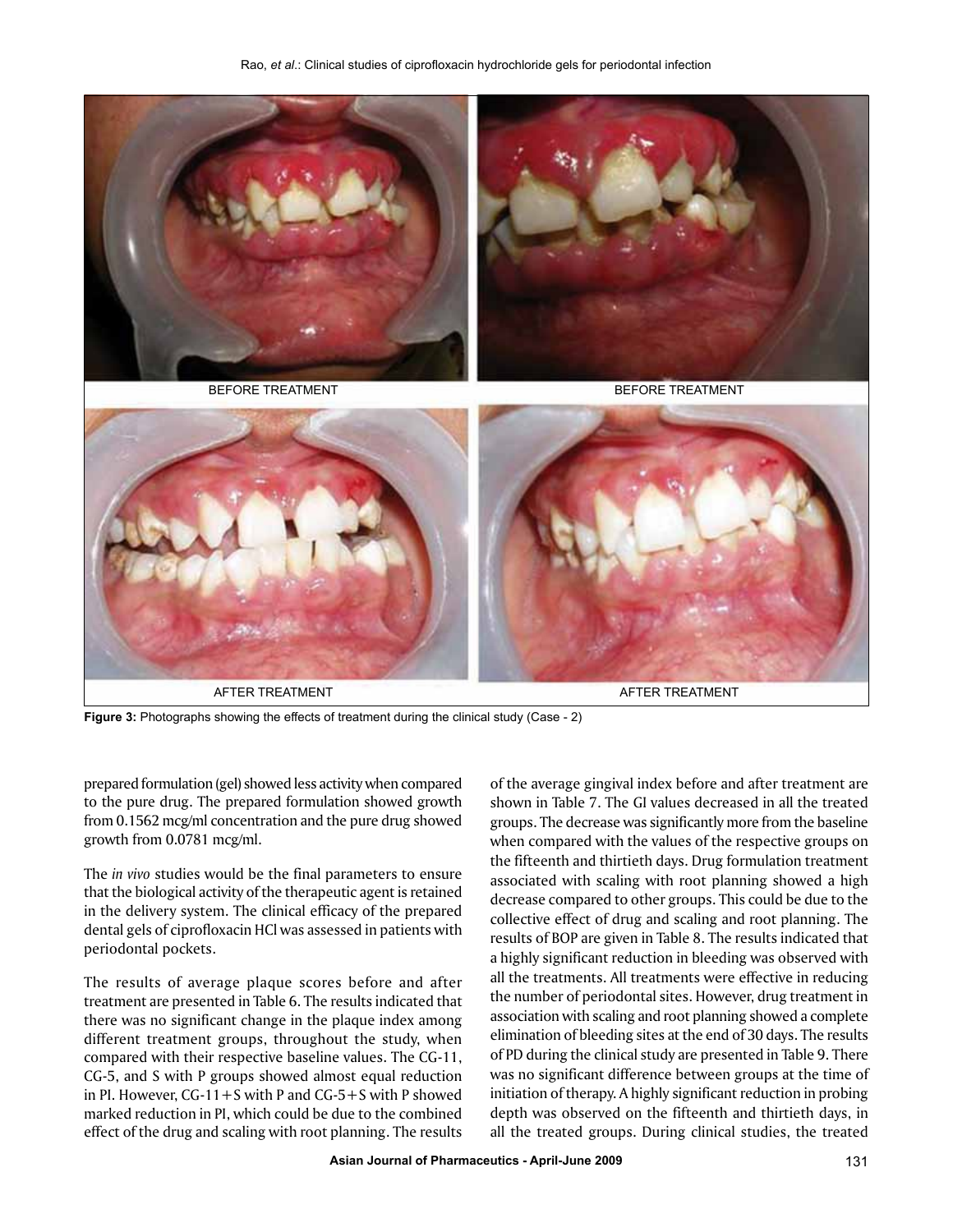BEFORE TREATMENT BEFORE TREATMENT

AFTER TREATMENT AFTER TREATMENT

**Figure 3:** Photographs showing the effects of treatment during the clinical study (Case - 2)

prepared formulation (gel) showed less activity when compared to the pure drug. The prepared formulation showed growth from 0.1562 mcg/ml concentration and the pure drug showed growth from 0.0781 mcg/ml.

The *in vivo* studies would be the final parameters to ensure that the biological activity of the therapeutic agent is retained in the delivery system. The clinical efficacy of the prepared dental gels of ciprofloxacin HCl was assessed in patients with periodontal pockets.

The results of average plaque scores before and after treatment are presented in Table 6. The results indicated that there was no significant change in the plaque index among different treatment groups, throughout the study, when compared with their respective baseline values. The CG-11, CG-5, and S with P groups showed almost equal reduction in PI. However, CG-11+S with P and CG-5+S with P showed marked reduction in PI, which could be due to the combined effect of the drug and scaling with root planning. The results of the average gingival index before and after treatment are shown in Table 7. The GI values decreased in all the treated groups. The decrease was significantly more from the baseline when compared with the values of the respective groups on the fifteenth and thirtieth days. Drug formulation treatment associated with scaling with root planning showed a high decrease compared to other groups. This could be due to the collective effect of drug and scaling and root planning. The results of BOP are given in Table 8. The results indicated that a highly significant reduction in bleeding was observed with all the treatments. All treatments were effective in reducing the number of periodontal sites. However, drug treatment in association with scaling and root planning showed a complete elimination of bleeding sites at the end of 30 days. The results of PD during the clinical study are presented in Table 9. There was no significant difference between groups at the time of initiation of therapy. A highly significant reduction in probing depth was observed on the fifteenth and thirtieth days, in all the treated groups. During clinical studies, the treated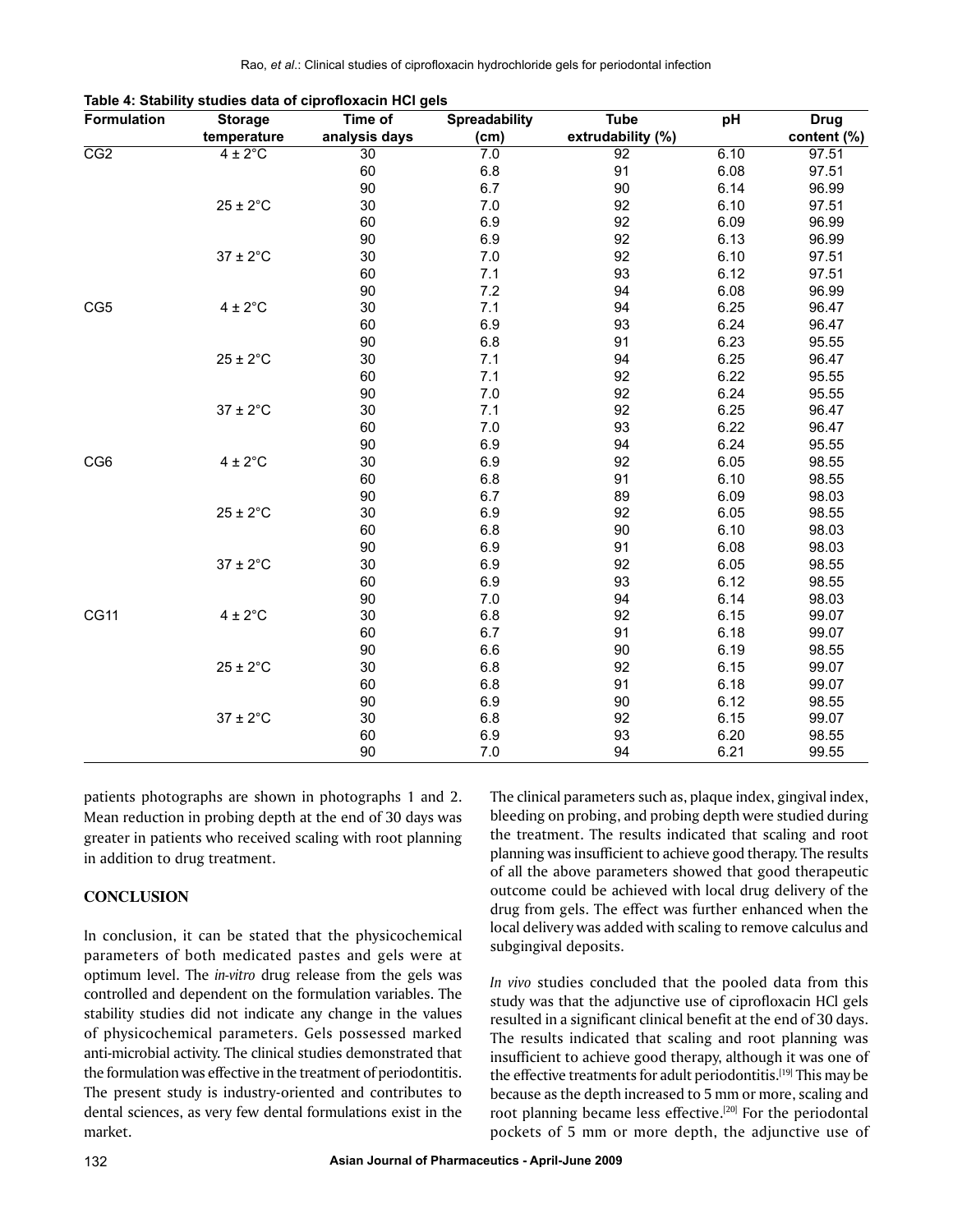**Table 4: Stability studies data of ciprofloxacin HCl gels**

| Formulation | Storage temperature | Time of analysis days | Spreadability (cm) | Tube extrudability (%) | pH | Drug content (%) |
|---|---|---|---|---|---|---|
| CG2 | 4 ± 2°C | 30 | 7.0 | 92 | 6.10 | 97.51 |
| | | 60 | 6.8 | 91 | 6.08 | 97.51 |
| | | 90 | 6.7 | 90 | 6.14 | 96.99 |
| | 25 ± 2°C | 30 | 7.0 | 92 | 6.10 | 97.51 |
| | | 60 | 6.9 | 92 | 6.09 | 96.99 |
| | | 90 | 6.9 | 92 | 6.13 | 96.99 |
| | 37 ± 2°C | 30 | 7.0 | 92 | 6.10 | 97.51 |
| | | 60 | 7.1 | 93 | 6.12 | 97.51 |
| | | 90 | 7.2 | 94 | 6.08 | 96.99 |
| CG5 | 4 ± 2°C | 30 | 7.1 | 94 | 6.25 | 96.47 |
| | | 60 | 6.9 | 93 | 6.24 | 96.47 |
| | | 90 | 6.8 | 91 | 6.23 | 95.55 |
| | 25 ± 2°C | 30 | 7.1 | 94 | 6.25 | 96.47 |
| | | 60 | 7.1 | 92 | 6.22 | 95.55 |
| | | 90 | 7.0 | 92 | 6.24 | 95.55 |
| | 37 ± 2°C | 30 | 7.1 | 92 | 6.25 | 96.47 |
| | | 60 | 7.0 | 93 | 6.22 | 96.47 |
| | | 90 | 6.9 | 94 | 6.24 | 95.55 |
| CG6 | 4 ± 2°C | 30 | 6.9 | 92 | 6.05 | 98.55 |
| | | 60 | 6.8 | 91 | 6.10 | 98.55 |
| | | 90 | 6.7 | 89 | 6.09 | 98.03 |
| | 25 ± 2°C | 30 | 6.9 | 92 | 6.05 | 98.55 |
| | | 60 | 6.8 | 90 | 6.10 | 98.03 |
| | | 90 | 6.9 | 91 | 6.08 | 98.03 |
| | 37 ± 2°C | 30 | 6.9 | 92 | 6.05 | 98.55 |
| | | 60 | 6.9 | 93 | 6.12 | 98.55 |
| | | 90 | 7.0 | 94 | 6.14 | 98.03 |
| CG11 | 4 ± 2°C | 30 | 6.8 | 92 | 6.15 | 99.07 |
| | | 60 | 6.7 | 91 | 6.18 | 99.07 |
| | | 90 | 6.6 | 90 | 6.19 | 98.55 |
| | 25 ± 2°C | 30 | 6.8 | 92 | 6.15 | 99.07 |
| | | 60 | 6.8 | 91 | 6.18 | 99.07 |
| | | 90 | 6.9 | 90 | 6.12 | 98.55 |
| | 37 ± 2°C | 30 | 6.8 | 92 | 6.15 | 99.07 |
| | | 60 | 6.9 | 93 | 6.20 | 98.55 |
| | | 90 | 7.0 | 94 | 6.21 | 99.55 |

patients photographs are shown in photographs 1 and 2. Mean reduction in probing depth at the end of 30 days was greater in patients who received scaling with root planning in addition to drug treatment.

## CONCLUSION

In conclusion, it can be stated that the physicochemical parameters of both medicated pastes and gels were at optimum level. The *in-vitro* drug release from the gels was controlled and dependent on the formulation variables. The stability studies did not indicate any change in the values of physicochemical parameters. Gels possessed marked anti-microbial activity. The clinical studies demonstrated that the formulation was effective in the treatment of periodontitis. The present study is industry-oriented and contributes to dental sciences, as very few dental formulations exist in the market.

The clinical parameters such as, plaque index, gingival index, bleeding on probing, and probing depth were studied during the treatment. The results indicated that scaling and root planning was insufficient to achieve good therapy. The results of all the above parameters showed that good therapeutic outcome could be achieved with local drug delivery of the drug from gels. The effect was further enhanced when the local delivery was added with scaling to remove calculus and subgingival deposits.

*In vivo* studies concluded that the pooled data from this study was that the adjunctive use of ciprofloxacin HCl gels resulted in a significant clinical benefit at the end of 30 days. The results indicated that scaling and root planning was insufficient to achieve good therapy, although it was one of the effective treatments for adult periodontitis.[19] This may be because as the depth increased to 5 mm or more, scaling and root planning became less effective.[20] For the periodontal pockets of 5 mm or more depth, the adjunctive use of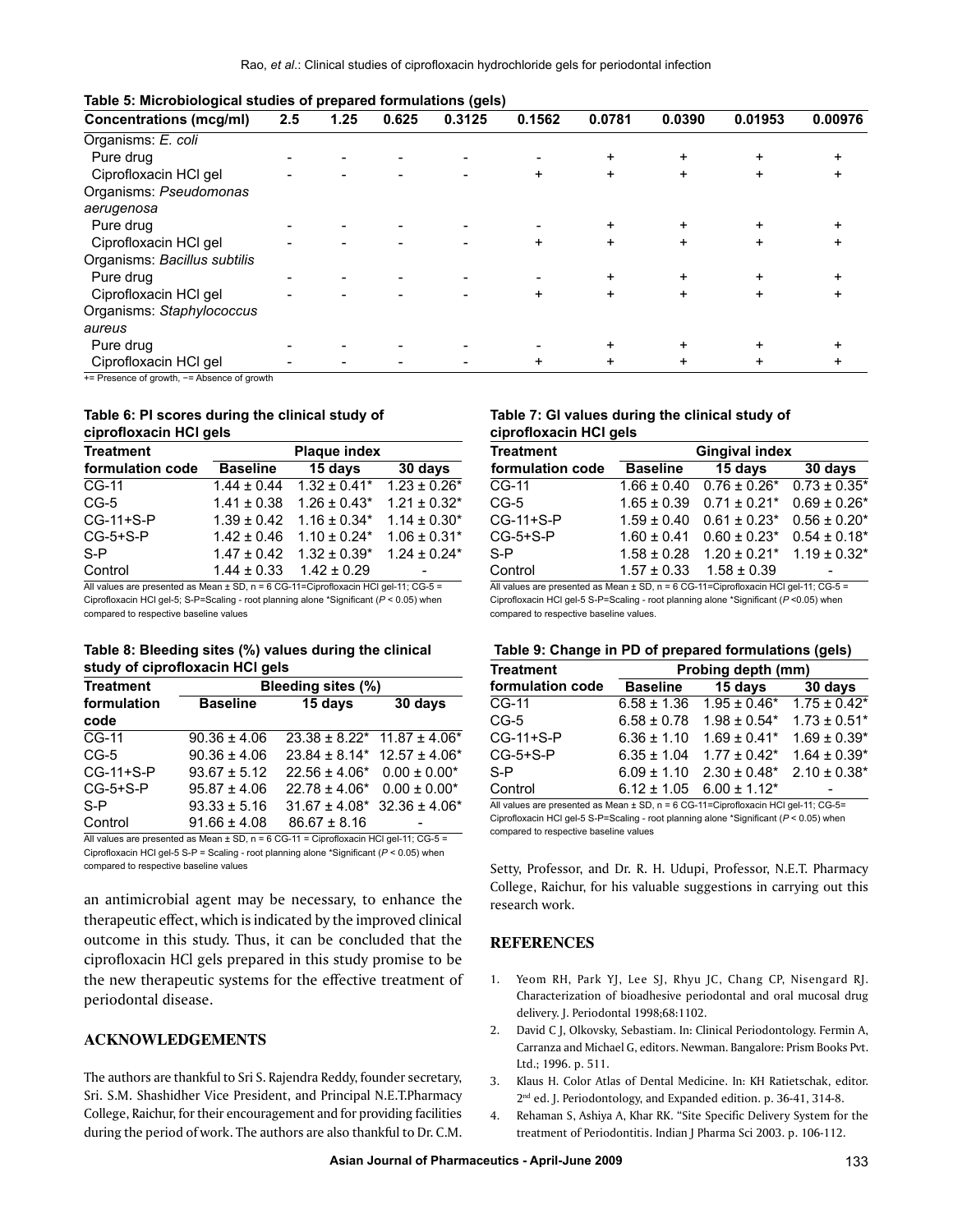**Table 5: Microbiological studies of prepared formulations (gels)**

| Concentrations (mcg/ml) | 2.5 | 1.25 | 0.625 | 0.3125 | 0.1562 | 0.0781 | 0.0390 | 0.01953 | 0.00976 |
|---|---|---|---|---|---|---|---|---|---|
| Organisms: *E. coli* | | | | | | | | | |
| Pure drug | - | - | - | - | - | + | + | + | + |
| Ciprofloxacin HCl gel | - | - | - | - | + | + | + | + | + |
| Organisms: *Pseudomonas aerugenosa* | | | | | | | | | |
| Pure drug | - | - | - | - | - | + | + | + | + |
| Ciprofloxacin HCl gel | - | - | - | - | + | + | + | + | + |
| Organisms: *Bacillus subtilis* | | | | | | | | | |
| Pure drug | - | - | - | - | - | + | + | + | + |
| Ciprofloxacin HCl gel | - | - | - | - | + | + | + | + | + |
| Organisms: *Staphylococcus aureus* | | | | | | | | | |
| Pure drug | - | - | - | - | - | + | + | + | + |
| Ciprofloxacin HCl gel | - | - | - | - | + | + | + | + | + |

+= Presence of growth, −= Absence of growth

**Table 6: PI scores during the clinical study of ciprofloxacin HCl gels**

| Treatment formulation code | Plaque index | | |
|---|---|---|---|
| | Baseline | 15 days | 30 days |
| CG-11 | 1.44 ± 0.44 | 1.32 ± 0.41* | 1.23 ± 0.26* |
| CG-5 | 1.41 ± 0.38 | 1.26 ± 0.43* | 1.21 ± 0.32* |
| CG-11+S-P | 1.39 ± 0.42 | 1.16 ± 0.34* | 1.14 ± 0.30* |
| CG-5+S-P | 1.42 ± 0.46 | 1.10 ± 0.24* | 1.06 ± 0.31* |
| S-P | 1.47 ± 0.42 | 1.32 ± 0.39* | 1.24 ± 0.24* |
| Control | 1.44 ± 0.33 | 1.42 ± 0.29 | - |

All values are presented as Mean ± SD, n = 6 CG-11=Ciprofloxacin HCl gel-11; CG-5 = Ciprofloxacin HCl gel-5; S-P=Scaling - root planning alone *Significant ($P$ < 0.05) when compared to respective baseline values

**Table 7: GI values during the clinical study of ciprofloxacin HCl gels**

| Treatment formulation code | Gingival index | | |
|---|---|---|---|
| | Baseline | 15 days | 30 days |
| CG-11 | 1.66 ± 0.40 | 0.76 ± 0.26* | 0.73 ± 0.35* |
| CG-5 | 1.65 ± 0.39 | 0.71 ± 0.21* | 0.69 ± 0.26* |
| CG-11+S-P | 1.59 ± 0.40 | 0.61 ± 0.23* | 0.56 ± 0.20* |
| CG-5+S-P | 1.60 ± 0.41 | 0.60 ± 0.23* | 0.54 ± 0.18* |
| S-P | 1.58 ± 0.28 | 1.20 ± 0.21* | 1.19 ± 0.32* |
| Control | 1.57 ± 0.33 | 1.58 ± 0.39 | - |

All values are presented as Mean ± SD, n = 6 CG-11=Ciprofloxacin HCl gel-11; CG-5 = Ciprofloxacin HCl gel-5 S-P=Scaling - root planning alone *Significant ($P$ <0.05) when compared to respective baseline values.

**Table 8: Bleeding sites (%) values during the clinical study of ciprofloxacin HCl gels**

| Treatment formulation code | Bleeding sites (%) | | |
|---|---|---|---|
| | Baseline | 15 days | 30 days |
| CG-11 | 90.36 ± 4.06 | 23.38 ± 8.22* | 11.87 ± 4.06* |
| CG-5 | 90.36 ± 4.06 | 23.84 ± 8.14* | 12.57 ± 4.06* |
| CG-11+S-P | 93.67 ± 5.12 | 22.56 ± 4.06* | 0.00 ± 0.00* |
| CG-5+S-P | 95.87 ± 4.06 | 22.78 ± 4.06* | 0.00 ± 0.00* |
| S-P | 93.33 ± 5.16 | 31.67 ± 4.08* | 32.36 ± 4.06* |
| Control | 91.66 ± 4.08 | 86.67 ± 8.16 | - |

All values are presented as Mean ± SD, n = 6 CG-11 = Ciprofloxacin HCl gel-11; CG-5 = Ciprofloxacin HCl gel-5 S-P = Scaling - root planning alone *Significant ($P$ < 0.05) when compared to respective baseline values

**Table 9: Change in PD of prepared formulations (gels)**

| Treatment formulation code | Probing depth (mm) | | |
|---|---|---|---|
| | Baseline | 15 days | 30 days |
| CG-11 | 6.58 ± 1.36 | 1.95 ± 0.46* | 1.75 ± 0.42* |
| CG-5 | 6.58 ± 0.78 | 1.98 ± 0.54* | 1.73 ± 0.51* |
| CG-11+S-P | 6.36 ± 1.10 | 1.69 ± 0.41* | 1.69 ± 0.39* |
| CG-5+S-P | 6.35 ± 1.04 | 1.77 ± 0.42* | 1.64 ± 0.39* |
| S-P | 6.09 ± 1.10 | 2.30 ± 0.48* | 2.10 ± 0.38* |
| Control | 6.12 ± 1.05 | 6.00 ± 1.12* | - |

All values are presented as Mean ± SD, n = 6 CG-11=Ciprofloxacin HCl gel-11; CG-5= Ciprofloxacin HCl gel-5 S-P=Scaling - root planning alone *Significant ($P$ < 0.05) when compared to respective baseline values

an antimicrobial agent may be necessary, to enhance the therapeutic effect, which is indicated by the improved clinical outcome in this study. Thus, it can be concluded that the ciprofloxacin HCl gels prepared in this study promise to be the new therapeutic systems for the effective treatment of periodontal disease.

## ACKNOWLEDGEMENTS

The authors are thankful to Sri S. Rajendra Reddy, founder secretary, Sri. S.M. Shashidher Vice President, and Principal N.E.T.Pharmacy College, Raichur, for their encouragement and for providing facilities during the period of work. The authors are also thankful to Dr. C.M. Setty, Professor, and Dr. R. H. Udupi, Professor, N.E.T. Pharmacy College, Raichur, for his valuable suggestions in carrying out this research work.

## REFERENCES

1. Yeom RH, Park YJ, Lee SJ, Rhyu JC, Chang CP, Nisengard RJ. Characterization of bioadhesive periodontal and oral mucosal drug delivery. J. Periodontal 1998;68:1102.
2. David C J, Olkovsky, Sebastiam. In: Clinical Periodontology. Fermin A, Carranza and Michael G, editors. Newman. Bangalore: Prism Books Pvt. Ltd.; 1996. p. 511.
3. Klaus H. Color Atlas of Dental Medicine. In: KH Ratietschak, editor. 2nd ed. J. Periodontology, and Expanded edition. p. 36-41, 314-8.
4. Rehaman S, Ashiya A, Khar RK. "Site Specific Delivery System for the treatment of Periodontitis. Indian J Pharma Sci 2003. p. 106-112.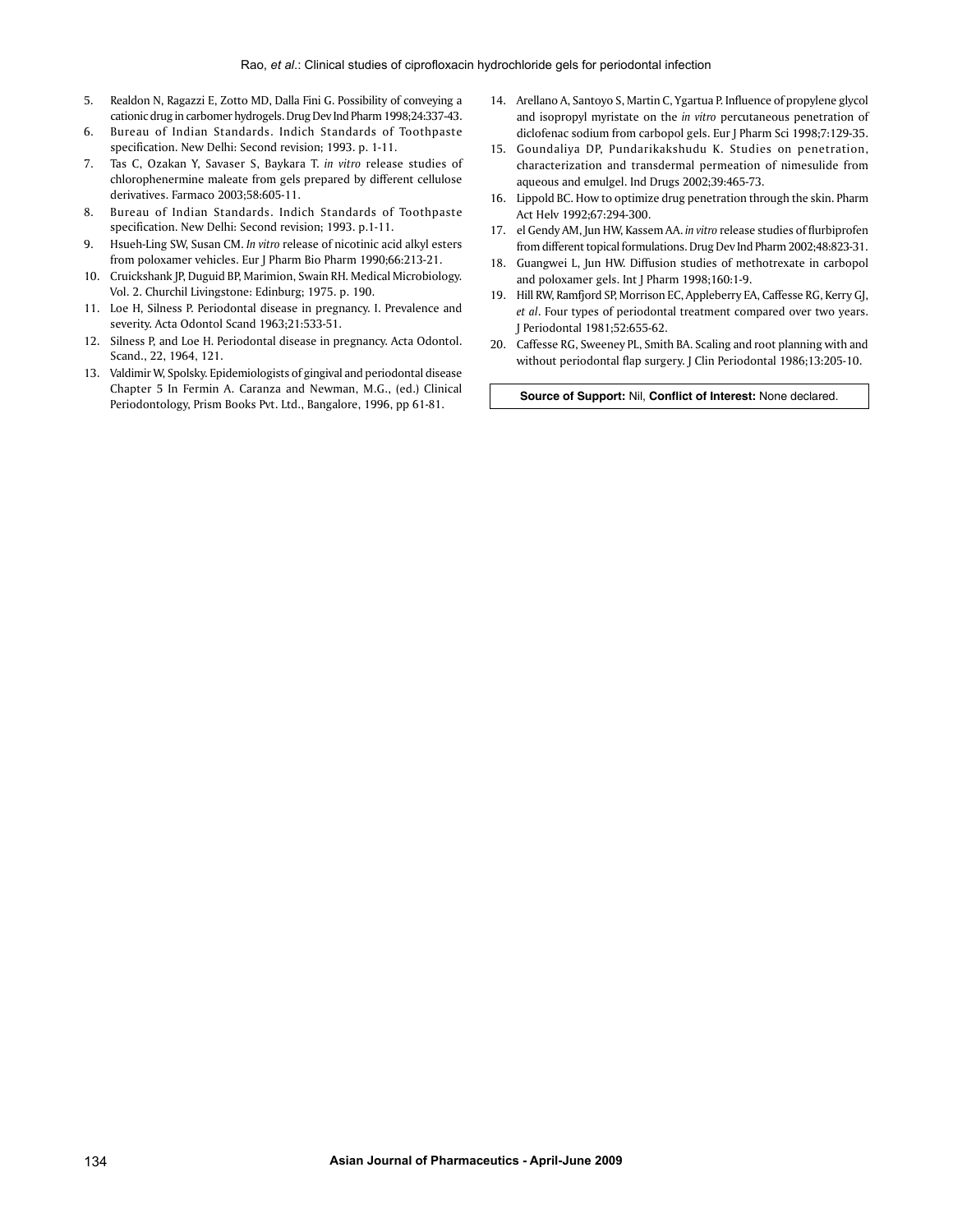5. Realdon N, Ragazzi E, Zotto MD, Dalla Fini G. Possibility of conveying a cationic drug in carbomer hydrogels. Drug Dev Ind Pharm 1998;24:337-43.
6. Bureau of Indian Standards. Indich Standards of Toothpaste specification. New Delhi: Second revision; 1993. p. 1-11.
7. Tas C, Ozakan Y, Savaser S, Baykara T. *in vitro* release studies of chlorophenermine maleate from gels prepared by different cellulose derivatives. Farmaco 2003;58:605-11.
8. Bureau of Indian Standards. Indich Standards of Toothpaste specification. New Delhi: Second revision; 1993. p.1-11.
9. Hsueh-Ling SW, Susan CM. *In vitro* release of nicotinic acid alkyl esters from poloxamer vehicles. Eur J Pharm Bio Pharm 1990;66:213-21.
10. Cruickshank JP, Duguid BP, Marimion, Swain RH. Medical Microbiology. Vol. 2. Churchil Livingstone: Edinburg; 1975. p. 190.
11. Loe H, Silness P. Periodontal disease in pregnancy. I. Prevalence and severity. Acta Odontol Scand 1963;21:533-51.
12. Silness P, and Loe H. Periodontal disease in pregnancy. Acta Odontol. Scand., 22, 1964, 121.
13. Valdimir W, Spolsky. Epidemiologists of gingival and periodontal disease Chapter 5 In Fermin A. Caranza and Newman, M.G., (ed.) Clinical Periodontology, Prism Books Pvt. Ltd., Bangalore, 1996, pp 61-81.
14. Arellano A, Santoyo S, Martin C, Ygartua P. Influence of propylene glycol and isopropyl myristate on the *in vitro* percutaneous penetration of diclofenac sodium from carbopol gels. Eur J Pharm Sci 1998;7:129-35.
15. Goundaliya DP, Pundarikakshudu K. Studies on penetration, characterization and transdermal permeation of nimesulide from aqueous and emulgel. Ind Drugs 2002;39:465-73.
16. Lippold BC. How to optimize drug penetration through the skin. Pharm Act Helv 1992;67:294-300.
17. el Gendy AM, Jun HW, Kassem AA. *in vitro* release studies of flurbiprofen from different topical formulations. Drug Dev Ind Pharm 2002;48:823-31.
18. Guangwei L, Jun HW. Diffusion studies of methotrexate in carbopol and poloxamer gels. Int J Pharm 1998;160:1-9.
19. Hill RW, Ramfjord SP, Morrison EC, Appleberry EA, Caffesse RG, Kerry GJ, *et al*. Four types of periodontal treatment compared over two years. J Periodontal 1981;52:655-62.
20. Caffesse RG, Sweeney PL, Smith BA. Scaling and root planning with and without periodontal flap surgery. J Clin Periodontal 1986;13:205-10.

**Source of Support:** Nil, **Conflict of Interest:** None declared.